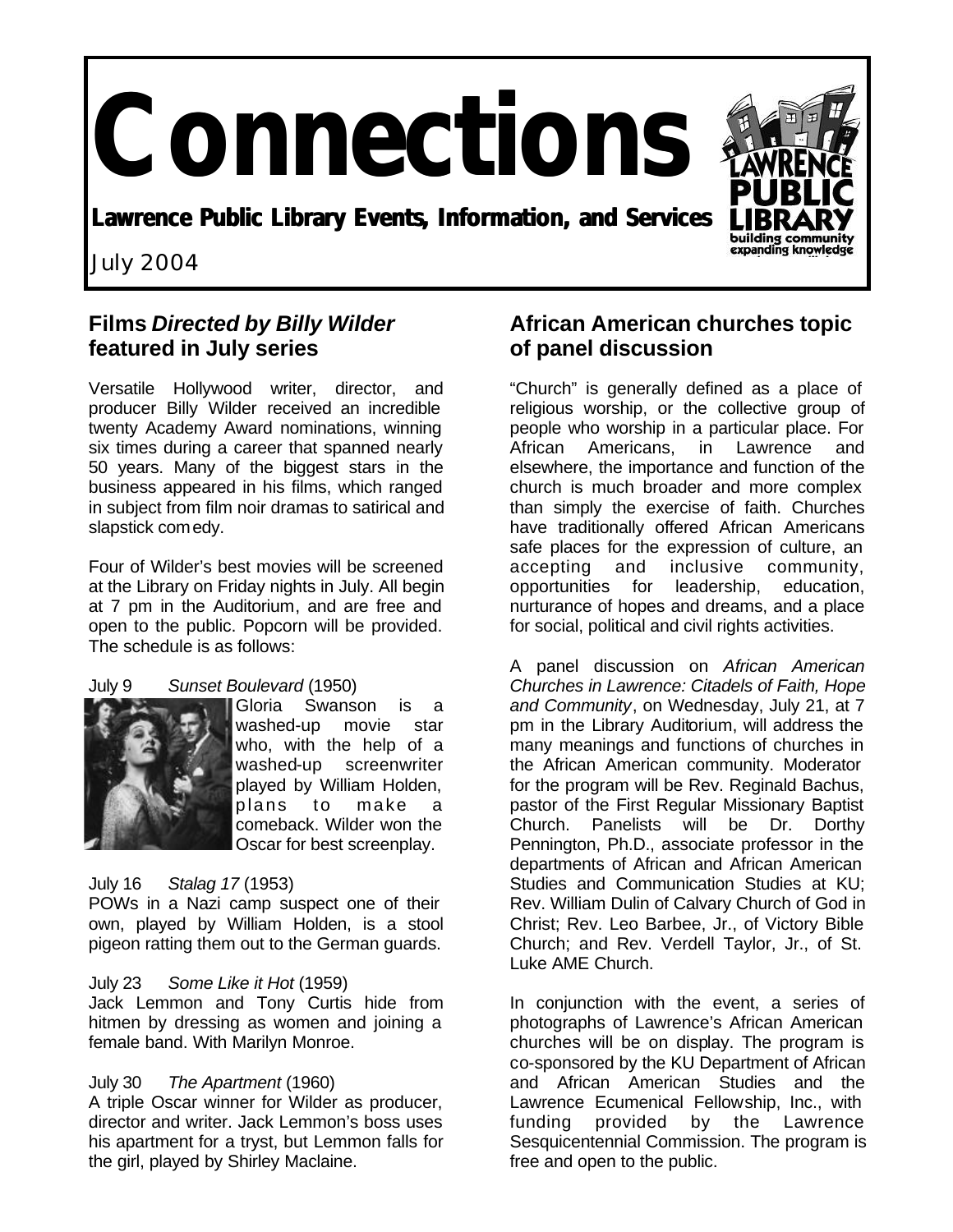# Connections

**Lawrence Public Library Events, Information, and Services**

July 2004

## Films *Directed by Billy Wilder* featured in July series

Versatile Hollywood writer, director, and producer Billy Wilder received an incredible twenty Academy Award nominations, winning six times during a career that spanned nearly 50 years. Many of the biggest stars in the business appeared in his films, which ranged in subject from film noir dramas to satirical and slapstick comedy.

Four of Wilder's best movies will be screened at the Library on Friday nights in July. All begin at 7 pm in the Auditorium, and are free and open to the public. Popcorn will be provided. The schedule is as follows:

July 9 *Sunset Boulevard* (1950)
Gloria Swanson is a washed-up movie star who, with the help of a washed-up screenwriter played by William Holden, plans to make a comeback. Wilder won the Oscar for best screenplay.

July 16 *Stalag 17* (1953)
POWs in a Nazi camp suspect one of their own, played by William Holden, is a stool pigeon ratting them out to the German guards.

July 23 *Some Like it Hot* (1959)
Jack Lemmon and Tony Curtis hide from hitmen by dressing as women and joining a female band. With Marilyn Monroe.

July 30 *The Apartment* (1960)
A triple Oscar winner for Wilder as producer, director and writer. Jack Lemmon's boss uses his apartment for a tryst, but Lemmon falls for the girl, played by Shirley Maclaine.

## African American churches topic of panel discussion

"Church" is generally defined as a place of religious worship, or the collective group of people who worship in a particular place. For African Americans, in Lawrence and elsewhere, the importance and function of the church is much broader and more complex than simply the exercise of faith. Churches have traditionally offered African Americans safe places for the expression of culture, an accepting and inclusive community, opportunities for leadership, education, nurturance of hopes and dreams, and a place for social, political and civil rights activities.

A panel discussion on *African American Churches in Lawrence: Citadels of Faith, Hope and Community*, on Wednesday, July 21, at 7 pm in the Library Auditorium, will address the many meanings and functions of churches in the African American community. Moderator for the program will be Rev. Reginald Bachus, pastor of the First Regular Missionary Baptist Church. Panelists will be Dr. Dorthy Pennington, Ph.D., associate professor in the departments of African and African American Studies and Communication Studies at KU; Rev. William Dulin of Calvary Church of God in Christ; Rev. Leo Barbee, Jr., of Victory Bible Church; and Rev. Verdell Taylor, Jr., of St. Luke AME Church.

In conjunction with the event, a series of photographs of Lawrence's African American churches will be on display. The program is co-sponsored by the KU Department of African and African American Studies and the Lawrence Ecumenical Fellowship, Inc., with funding provided by the Lawrence Sesquicentennial Commission. The program is free and open to the public.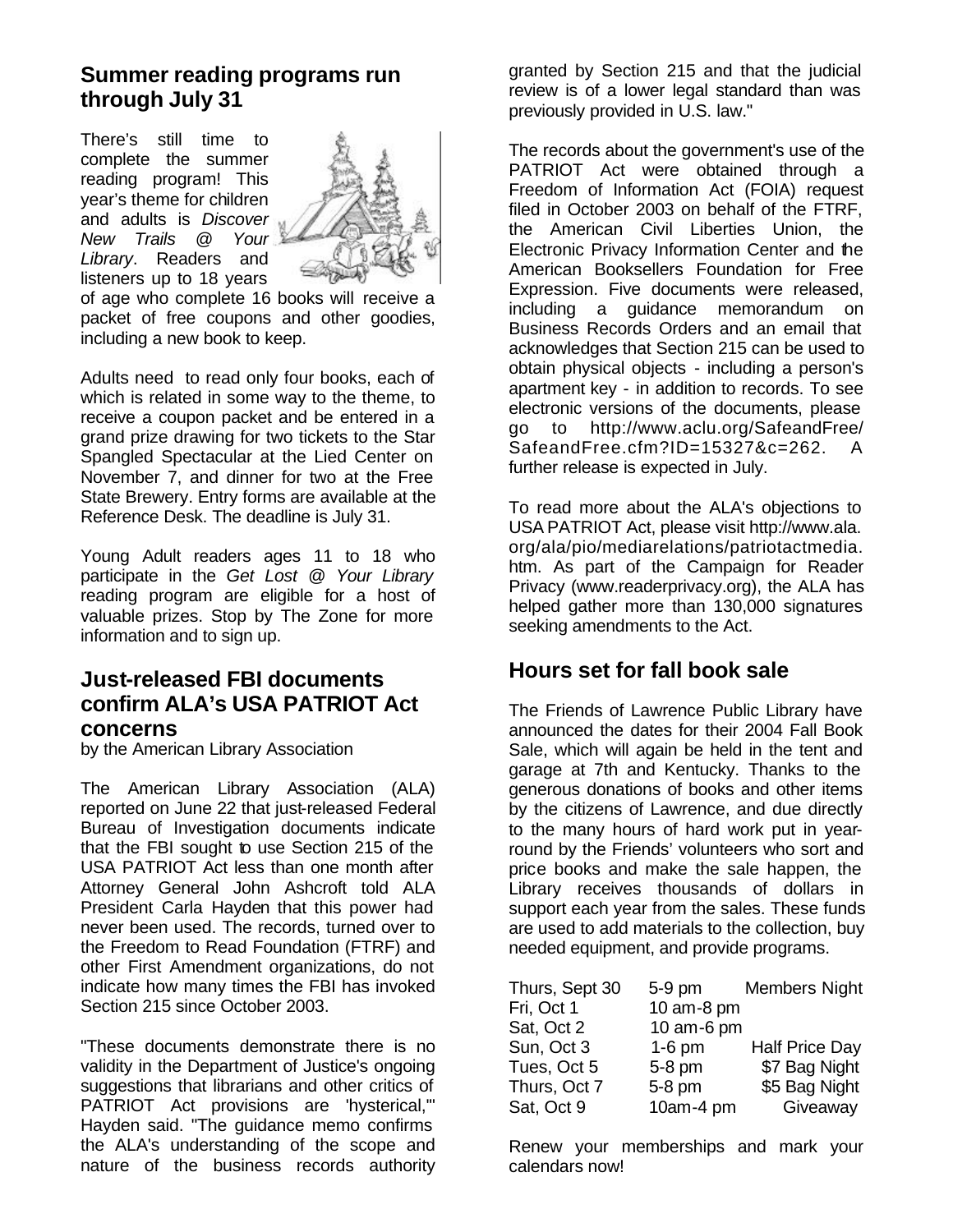## Summer reading programs run through July 31

There's still time to complete the summer reading program! This year's theme for children and adults is *Discover New Trails @ Your Library*. Readers and listeners up to 18 years of age who complete 16 books will receive a packet of free coupons and other goodies, including a new book to keep.

Adults need to read only four books, each of which is related in some way to the theme, to receive a coupon packet and be entered in a grand prize drawing for two tickets to the Star Spangled Spectacular at the Lied Center on November 7, and dinner for two at the Free State Brewery. Entry forms are available at the Reference Desk. The deadline is July 31.

Young Adult readers ages 11 to 18 who participate in the *Get Lost @ Your Library* reading program are eligible for a host of valuable prizes. Stop by The Zone for more information and to sign up.

## Just-released FBI documents confirm ALA's USA PATRIOT Act concerns

by the American Library Association

The American Library Association (ALA) reported on June 22 that just-released Federal Bureau of Investigation documents indicate that the FBI sought to use Section 215 of the USA PATRIOT Act less than one month after Attorney General John Ashcroft told ALA President Carla Hayden that this power had never been used. The records, turned over to the Freedom to Read Foundation (FTRF) and other First Amendment organizations, do not indicate how many times the FBI has invoked Section 215 since October 2003.

"These documents demonstrate there is no validity in the Department of Justice's ongoing suggestions that librarians and other critics of PATRIOT Act provisions are 'hysterical,'" Hayden said. "The guidance memo confirms the ALA's understanding of the scope and nature of the business records authority granted by Section 215 and that the judicial review is of a lower legal standard than was previously provided in U.S. law."

The records about the government's use of the PATRIOT Act were obtained through a Freedom of Information Act (FOIA) request filed in October 2003 on behalf of the FTRF, the American Civil Liberties Union, the Electronic Privacy Information Center and the American Booksellers Foundation for Free Expression. Five documents were released, including a guidance memorandum on Business Records Orders and an email that acknowledges that Section 215 can be used to obtain physical objects - including a person's apartment key - in addition to records. To see electronic versions of the documents, please go to http://www.aclu.org/SafeandFree/SafeandFree.cfm?ID=15327&c=262. A further release is expected in July.

To read more about the ALA's objections to USA PATRIOT Act, please visit http://www.ala.org/ala/pio/mediarelations/patriotactmedia.htm. As part of the Campaign for Reader Privacy (www.readerprivacy.org), the ALA has helped gather more than 130,000 signatures seeking amendments to the Act.

## Hours set for fall book sale

The Friends of Lawrence Public Library have announced the dates for their 2004 Fall Book Sale, which will again be held in the tent and garage at 7th and Kentucky. Thanks to the generous donations of books and other items by the citizens of Lawrence, and due directly to the many hours of hard work put in year-round by the Friends' volunteers who sort and price books and make the sale happen, the Library receives thousands of dollars in support each year from the sales. These funds are used to add materials to the collection, buy needed equipment, and provide programs.

| | | |
|---|---|---|
| Thurs, Sept 30 | 5-9 pm | Members Night |
| Fri, Oct 1 | 10 am-8 pm | |
| Sat, Oct 2 | 10 am-6 pm | |
| Sun, Oct 3 | 1-6 pm | Half Price Day |
| Tues, Oct 5 | 5-8 pm | $7 Bag Night |
| Thurs, Oct 7 | 5-8 pm | $5 Bag Night |
| Sat, Oct 9 | 10am-4 pm | Giveaway |

Renew your memberships and mark your calendars now!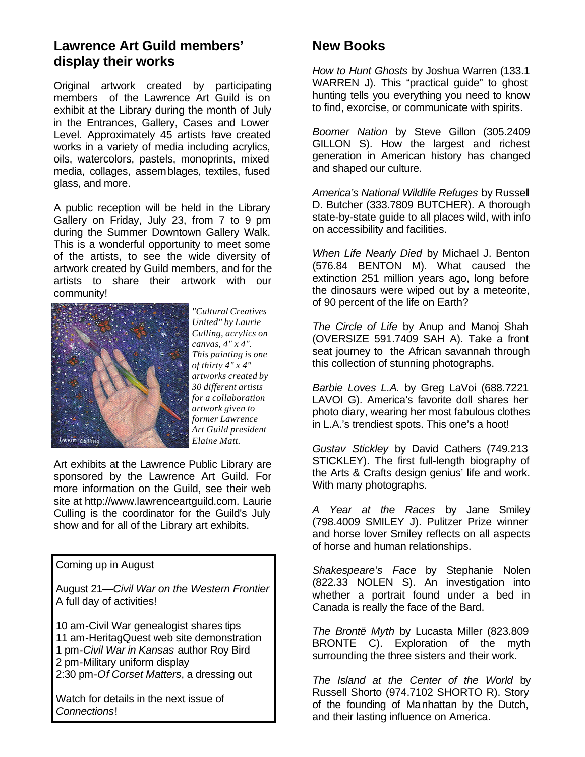## Lawrence Art Guild members' display their works

Original artwork created by participating members of the Lawrence Art Guild is on exhibit at the Library during the month of July in the Entrances, Gallery, Cases and Lower Level. Approximately 45 artists have created works in a variety of media including acrylics, oils, watercolors, pastels, monoprints, mixed media, collages, assemblages, textiles, fused glass, and more.

A public reception will be held in the Library Gallery on Friday, July 23, from 7 to 9 pm during the Summer Downtown Gallery Walk. This is a wonderful opportunity to meet some of the artists, to see the wide diversity of artwork created by Guild members, and for the artists to share their artwork with our community!

*"Cultural Creatives United" by Laurie Culling, acrylics on canvas, 4" x 4". This painting is one of thirty 4" x 4" artworks created by 30 different artists for a collaboration artwork given to former Lawrence Art Guild president Elaine Matt.*

Art exhibits at the Lawrence Public Library are sponsored by the Lawrence Art Guild. For more information on the Guild, see their web site at http://www.lawrenceartguild.com. Laurie Culling is the coordinator for the Guild's July show and for all of the Library art exhibits.

Coming up in August

August 21—*Civil War on the Western Frontier* A full day of activities!

10 am-Civil War genealogist shares tips
11 am-HeritagQuest web site demonstration
1 pm-*Civil War in Kansas* author Roy Bird
2 pm-Military uniform display
2:30 pm-*Of Corset Matters*, a dressing out

Watch for details in the next issue of *Connections*!

## New Books

*How to Hunt Ghosts* by Joshua Warren (133.1 WARREN J). This "practical guide" to ghost hunting tells you everything you need to know to find, exorcise, or communicate with spirits.

*Boomer Nation* by Steve Gillon (305.2409 GILLON S). How the largest and richest generation in American history has changed and shaped our culture.

*America's National Wildlife Refuges* by Russell D. Butcher (333.7809 BUTCHER). A thorough state-by-state guide to all places wild, with info on accessibility and facilities.

*When Life Nearly Died* by Michael J. Benton (576.84 BENTON M). What caused the extinction 251 million years ago, long before the dinosaurs were wiped out by a meteorite, of 90 percent of the life on Earth?

*The Circle of Life* by Anup and Manoj Shah (OVERSIZE 591.7409 SAH A). Take a front seat journey to the African savannah through this collection of stunning photographs.

*Barbie Loves L.A.* by Greg LaVoi (688.7221 LAVOI G). America's favorite doll shares her photo diary, wearing her most fabulous clothes in L.A.'s trendiest spots. This one's a hoot!

*Gustav Stickley* by David Cathers (749.213 STICKLEY). The first full-length biography of the Arts & Crafts design genius' life and work. With many photographs.

*A Year at the Races* by Jane Smiley (798.4009 SMILEY J). Pulitzer Prize winner and horse lover Smiley reflects on all aspects of horse and human relationships.

*Shakespeare's Face* by Stephanie Nolen (822.33 NOLEN S). An investigation into whether a portrait found under a bed in Canada is really the face of the Bard.

*The Brontë Myth* by Lucasta Miller (823.809 BRONTE C). Exploration of the myth surrounding the three sisters and their work.

*The Island at the Center of the World* by Russell Shorto (974.7102 SHORTO R). Story of the founding of Manhattan by the Dutch, and their lasting influence on America.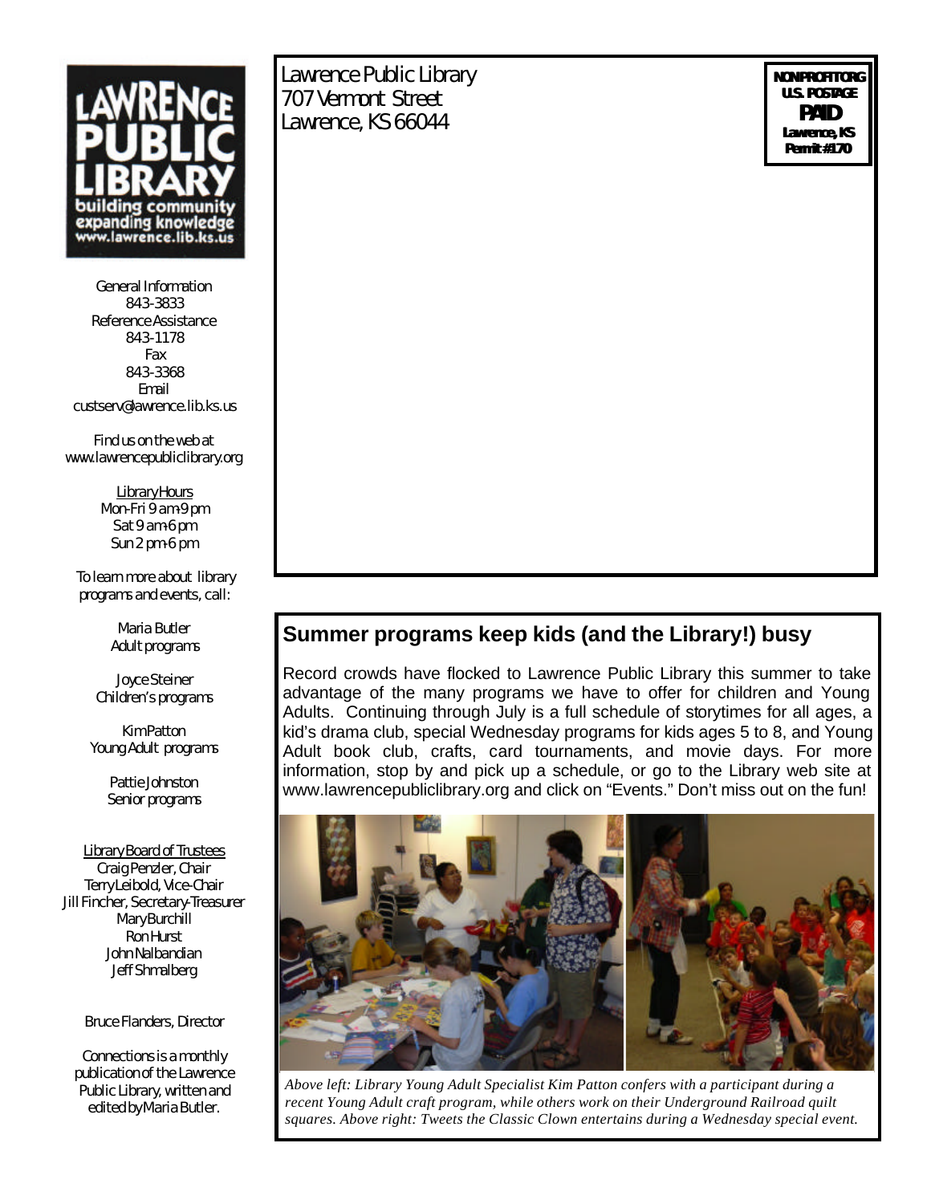LAWRENCE PUBLIC LIBRARY
building community
expanding knowledge
www.lawrence.lib.ks.us

General Information
843-3833
Reference Assistance
843-1178
Fax
843-3368
Email
custserv@lawrence.lib.ks.us

Find us on the web at
www.lawrencepubliclibrary.org

Library Hours
Mon-Fri 9 am-9 pm
Sat 9 am-6 pm
Sun 2 pm-6 pm

To learn more about library programs and events, call:

Maria Butler
Adult programs

Joyce Steiner
Children's programs

Kim Patton
Young Adult programs

Pattie Johnston
Senior programs

Library Board of Trustees
Craig Penzler, Chair
Terry Leibold, Vice-Chair
Jill Fincher, Secretary-Treasurer
Mary Burchill
Ron Hurst
John Nalbandian
Jeff Shmalberg

Bruce Flanders, Director

Connections is a monthly publication of the Lawrence Public Library, written and edited by Maria Butler.

Lawrence Public Library
707 Vermont Street
Lawrence, KS 66044

NONPROFIT ORG
U.S. POSTAGE
PAID
Lawrence, KS
Permit #170

## Summer programs keep kids (and the Library!) busy

Record crowds have flocked to Lawrence Public Library this summer to take advantage of the many programs we have to offer for children and Young Adults. Continuing through July is a full schedule of storytimes for all ages, a kid's drama club, special Wednesday programs for kids ages 5 to 8, and Young Adult book club, crafts, card tournaments, and movie days. For more information, stop by and pick up a schedule, or go to the Library web site at www.lawrencepubliclibrary.org and click on "Events." Don't miss out on the fun!

*Above left: Library Young Adult Specialist Kim Patton confers with a participant during a recent Young Adult craft program, while others work on their Underground Railroad quilt squares. Above right: Tweets the Classic Clown entertains during a Wednesday special event.*